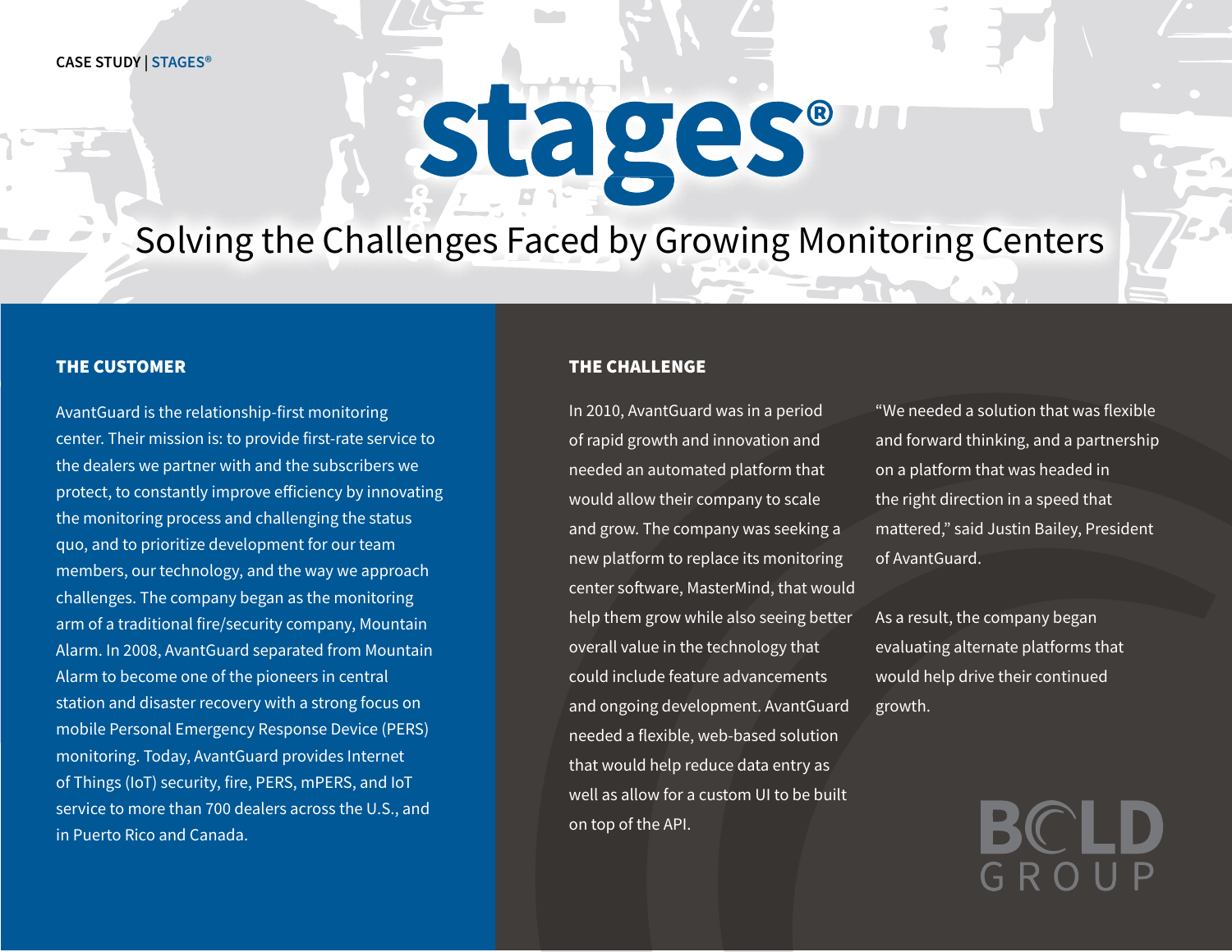CASE STUDY | STAGES®

# stages®

## Solving the Challenges Faced by Growing Monitoring Centers

### THE CUSTOMER

AvantGuard is the relationship-first monitoring center. Their mission is: to provide first-rate service to the dealers we partner with and the subscribers we protect, to constantly improve efficiency by innovating the monitoring process and challenging the status quo, and to prioritize development for our team members, our technology, and the way we approach challenges. The company began as the monitoring arm of a traditional fire/security company, Mountain Alarm. In 2008, AvantGuard separated from Mountain Alarm to become one of the pioneers in central station and disaster recovery with a strong focus on mobile Personal Emergency Response Device (PERS) monitoring. Today, AvantGuard provides Internet of Things (IoT) security, fire, PERS, mPERS, and IoT service to more than 700 dealers across the U.S., and in Puerto Rico and Canada.

### THE CHALLENGE

In 2010, AvantGuard was in a period of rapid growth and innovation and needed an automated platform that would allow their company to scale and grow. The company was seeking a new platform to replace its monitoring center software, MasterMind, that would help them grow while also seeing better overall value in the technology that could include feature advancements and ongoing development. AvantGuard needed a flexible, web-based solution that would help reduce data entry as well as allow for a custom UI to be built on top of the API.

"We needed a solution that was flexible and forward thinking, and a partnership on a platform that was headed in the right direction in a speed that mattered," said Justin Bailey, President of AvantGuard.

As a result, the company began evaluating alternate platforms that would help drive their continued growth.

BOLD GROUP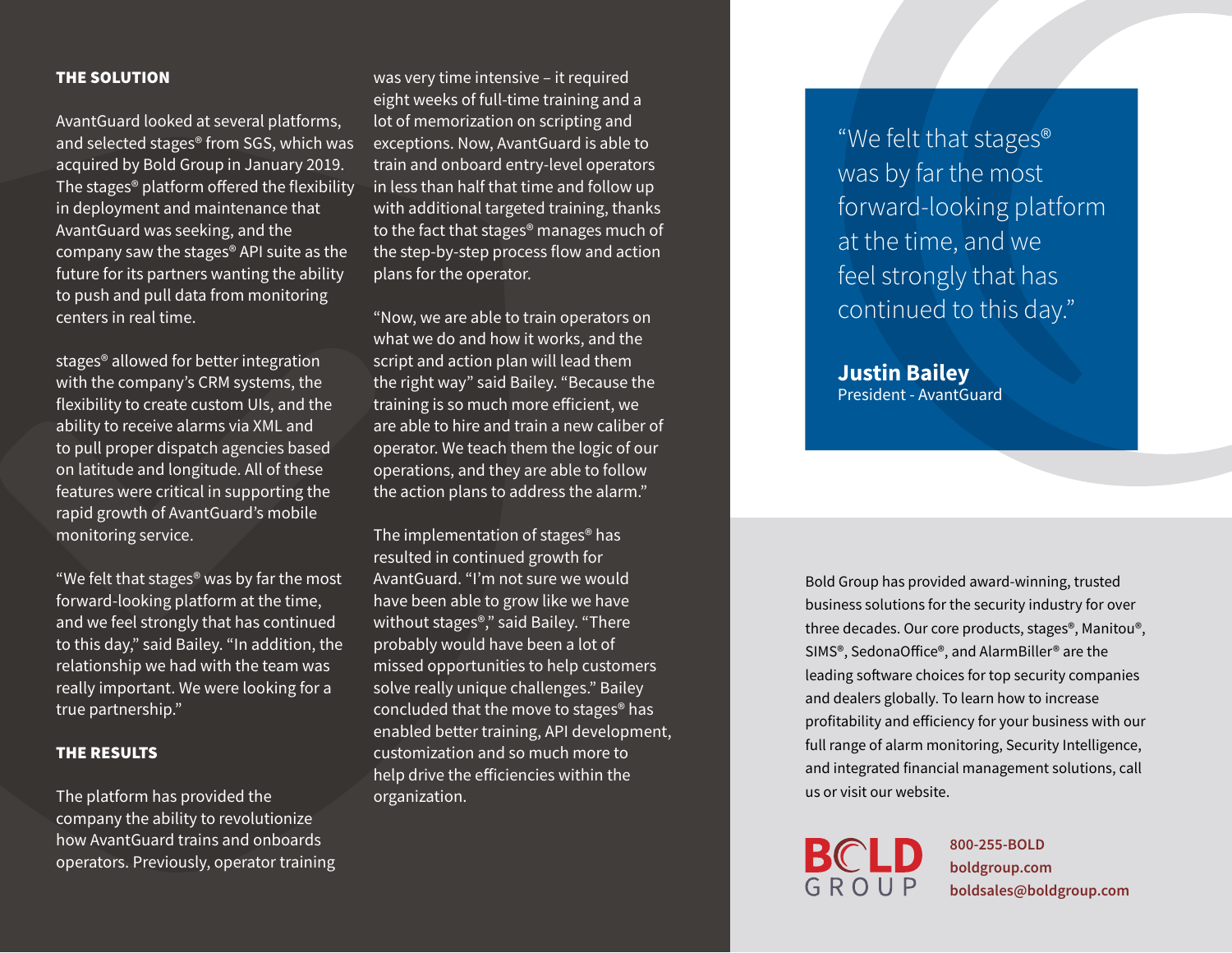## THE SOLUTION

AvantGuard looked at several platforms, and selected stages® from SGS, which was acquired by Bold Group in January 2019. The stages® platform offered the flexibility in deployment and maintenance that AvantGuard was seeking, and the company saw the stages® API suite as the future for its partners wanting the ability to push and pull data from monitoring centers in real time.

stages® allowed for better integration with the company's CRM systems, the flexibility to create custom UIs, and the ability to receive alarms via XML and to pull proper dispatch agencies based on latitude and longitude. All of these features were critical in supporting the rapid growth of AvantGuard's mobile monitoring service.

"We felt that stages® was by far the most forward-looking platform at the time, and we feel strongly that has continued to this day," said Bailey. "In addition, the relationship we had with the team was really important. We were looking for a true partnership."

## THE RESULTS

The platform has provided the company the ability to revolutionize how AvantGuard trains and onboards operators. Previously, operator training was very time intensive – it required eight weeks of full-time training and a lot of memorization on scripting and exceptions. Now, AvantGuard is able to train and onboard entry-level operators in less than half that time and follow up with additional targeted training, thanks to the fact that stages® manages much of the step-by-step process flow and action plans for the operator.

"Now, we are able to train operators on what we do and how it works, and the script and action plan will lead them the right way" said Bailey. "Because the training is so much more efficient, we are able to hire and train a new caliber of operator. We teach them the logic of our operations, and they are able to follow the action plans to address the alarm."

The implementation of stages® has resulted in continued growth for AvantGuard. "I'm not sure we would have been able to grow like we have without stages®," said Bailey. "There probably would have been a lot of missed opportunities to help customers solve really unique challenges." Bailey concluded that the move to stages® has enabled better training, API development, customization and so much more to help drive the efficiencies within the organization.

> "We felt that stages® was by far the most forward-looking platform at the time, and we feel strongly that has continued to this day."
>
> **Justin Bailey**
> President - AvantGuard

Bold Group has provided award-winning, trusted business solutions for the security industry for over three decades. Our core products, stages®, Manitou®, SIMS®, SedonaOffice®, and AlarmBiller® are the leading software choices for top security companies and dealers globally. To learn how to increase profitability and efficiency for your business with our full range of alarm monitoring, Security Intelligence, and integrated financial management solutions, call us or visit our website.

BOLD GROUP

**800-255-BOLD**
**boldgroup.com**
**boldsales@boldgroup.com**